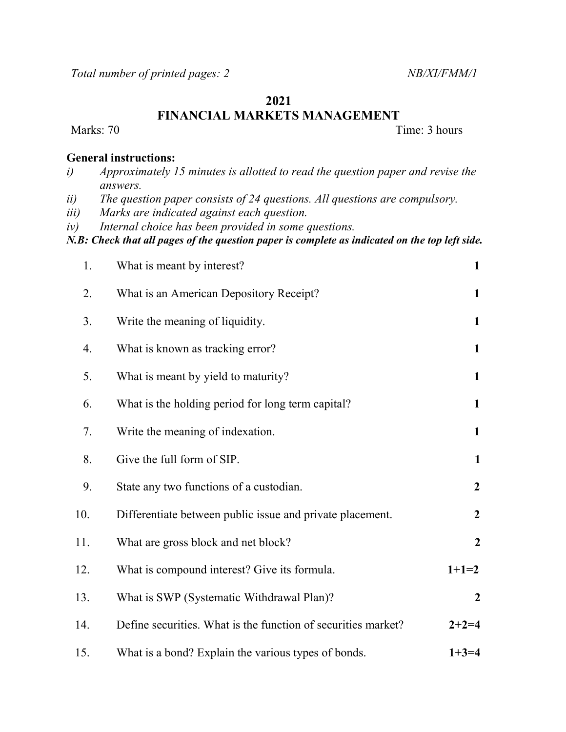*Total number of printed pages: 2* *NB/XI/FMM/1*

**2021**

# FINANCIAL MARKETS MANAGEMENT

Marks: 70 Time: 3 hours

**General instructions:**

i) *Approximately 15 minutes is allotted to read the question paper and revise the answers.*

ii) *The question paper consists of 24 questions. All questions are compulsory.*

iii) *Marks are indicated against each question.*

iv) *Internal choice has been provided in some questions.*

***N.B: Check that all pages of the question paper is complete as indicated on the top left side.***

| | | |
|---|---|---|
| 1. | What is meant by interest? | **1** |
| 2. | What is an American Depository Receipt? | **1** |
| 3. | Write the meaning of liquidity. | **1** |
| 4. | What is known as tracking error? | **1** |
| 5. | What is meant by yield to maturity? | **1** |
| 6. | What is the holding period for long term capital? | **1** |
| 7. | Write the meaning of indexation. | **1** |
| 8. | Give the full form of SIP. | **1** |
| 9. | State any two functions of a custodian. | **2** |
| 10. | Differentiate between public issue and private placement. | **2** |
| 11. | What are gross block and net block? | **2** |
| 12. | What is compound interest? Give its formula. | **1+1=2** |
| 13. | What is SWP (Systematic Withdrawal Plan)? | **2** |
| 14. | Define securities. What is the function of securities market? | **2+2=4** |
| 15. | What is a bond? Explain the various types of bonds. | **1+3=4** |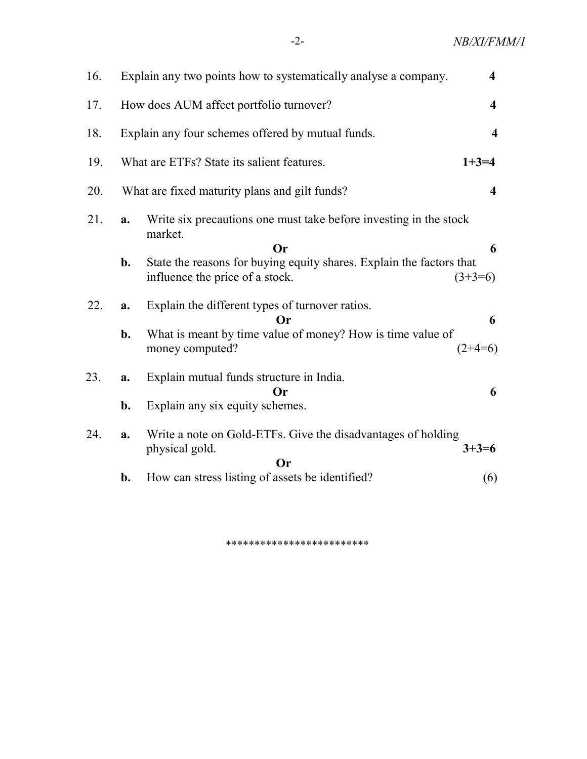16. Explain any two points how to systematically analyse a company. **4**

17. How does AUM affect portfolio turnover? **4**

18. Explain any four schemes offered by mutual funds. **4**

19. What are ETFs? State its salient features. **1+3=4**

20. What are fixed maturity plans and gilt funds? **4**

21. **a.** Write six precautions one must take before investing in the stock market.

    **Or** **6**

    **b.** State the reasons for buying equity shares. Explain the factors that influence the price of a stock. (3+3=6)

22. **a.** Explain the different types of turnover ratios.

    **Or** **6**

    **b.** What is meant by time value of money? How is time value of money computed? (2+4=6)

23. **a.** Explain mutual funds structure in India.

    **Or** **6**

    **b.** Explain any six equity schemes.

24. **a.** Write a note on Gold-ETFs. Give the disadvantages of holding physical gold. **3+3=6**

    **Or**

    **b.** How can stress listing of assets be identified? (6)

************************